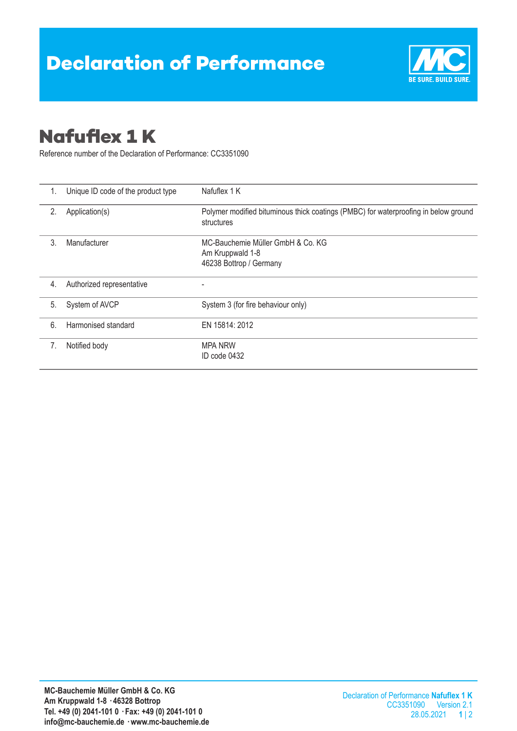# Declaration of Performance

## Nafuflex 1 K

Reference number of the Declaration of Performance: CC3351090

| | | |
|---|---|---|
| 1. | Unique ID code of the product type | Nafuflex 1 K |
| 2. | Application(s) | Polymer modified bituminous thick coatings (PMBC) for waterproofing in below ground structures |
| 3. | Manufacturer | MC-Bauchemie Müller GmbH & Co. KG<br>Am Kruppwald 1-8<br>46238 Bottrop / Germany |
| 4. | Authorized representative | - |
| 5. | System of AVCP | System 3 (for fire behaviour only) |
| 6. | Harmonised standard | EN 15814: 2012 |
| 7. | Notified body | MPA NRW<br>ID code 0432 |

**MC-Bauchemie Müller GmbH & Co. KG**
**Am Kruppwald 1-8 · 46328 Bottrop**
**Tel. +49 (0) 2041-101 0 · Fax: +49 (0) 2041-101 0**
**info@mc-bauchemie.de · www.mc-bauchemie.de**

Declaration of Performance **Nafuflex 1 K**
CC3351090 Version 2.1
28.05.2021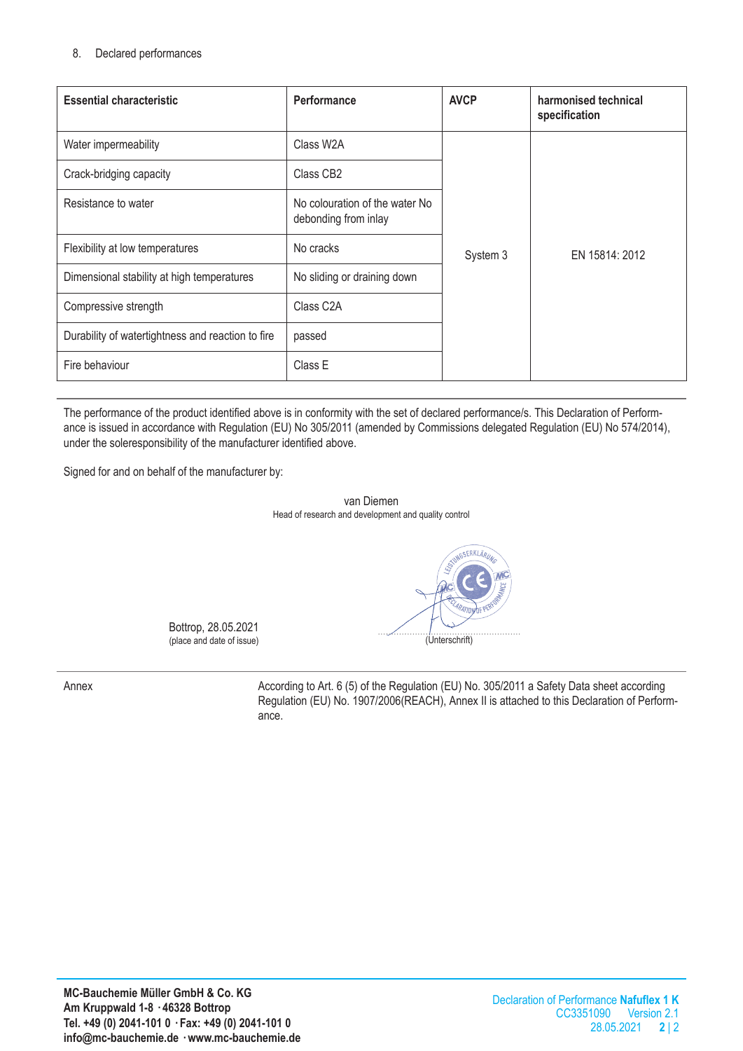8. Declared performances

| Essential characteristic | Performance | AVCP | harmonised technical specification |
|---|---|---|---|
| Water impermeability | Class W2A | System 3 | EN 15814: 2012 |
| Crack-bridging capacity | Class CB2 | | |
| Resistance to water | No colouration of the water No debonding from inlay | | |
| Flexibility at low temperatures | No cracks | | |
| Dimensional stability at high temperatures | No sliding or draining down | | |
| Compressive strength | Class C2A | | |
| Durability of watertightness and reaction to fire | passed | | |
| Fire behaviour | Class E | | |

The performance of the product identified above is in conformity with the set of declared performance/s. This Declaration of Performance is issued in accordance with Regulation (EU) No 305/2011 (amended by Commissions delegated Regulation (EU) No 574/2014), under the soleresponsibility of the manufacturer identified above.

Signed for and on behalf of the manufacturer by:

van Diemen
Head of research and development and quality control

Bottrop, 28.05.2021
(place and date of issue)

(Unterschrift)

Annex

According to Art. 6 (5) of the Regulation (EU) No. 305/2011 a Safety Data sheet according Regulation (EU) No. 1907/2006(REACH), Annex II is attached to this Declaration of Performance.

**MC-Bauchemie Müller GmbH & Co. KG**
**Am Kruppwald 1-8 · 46328 Bottrop**
**Tel. +49 (0) 2041-101 0 · Fax: +49 (0) 2041-101 0**
**info@mc-bauchemie.de · www.mc-bauchemie.de**

Declaration of Performance **Nafuflex 1 K**
CC3351090 Version 2.1
28.05.2021